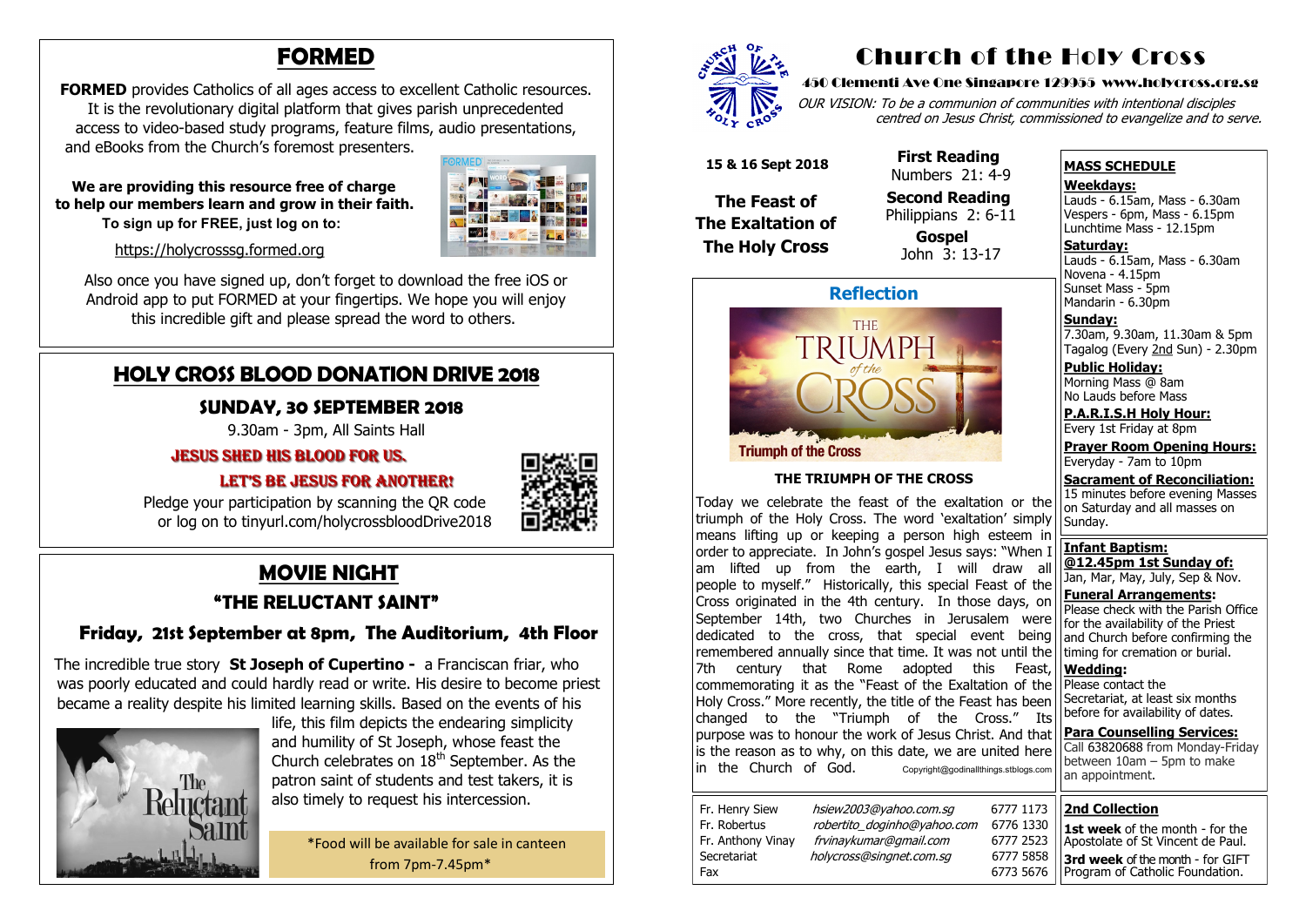# FORMED

**FORMED** provides Catholics of all ages access to excellent Catholic resources. It is the revolutionary digital platform that gives parish unprecedented access to video-based study programs, feature films, audio presentations, and eBooks from the Church's foremost presenters.

**We are providing this resource free of charge to help our members learn and grow in their faith.**
**To sign up for FREE, just log on to:**

https://holycrosssg.formed.org

Also once you have signed up, don't forget to download the free iOS or Android app to put FORMED at your fingertips. We hope you will enjoy this incredible gift and please spread the word to others.

# HOLY CROSS BLOOD DONATION DRIVE 2018

## SUNDAY, 30 SEPTEMBER 2018

9.30am - 3pm, All Saints Hall

**JESUS SHED HIS BLOOD FOR US.**

**LET'S BE JESUS FOR ANOTHER!**

Pledge your participation by scanning the QR code or log on to tinyurl.com/holycrossbloodDrive2018

# MOVIE NIGHT

## "THE RELUCTANT SAINT"

### Friday, 21st September at 8pm, The Auditorium, 4th Floor

The incredible true story **St Joseph of Cupertino -** a Franciscan friar, who was poorly educated and could hardly read or write. His desire to become priest became a reality despite his limited learning skills. Based on the events of his life, this film depicts the endearing simplicity and humility of St Joseph, whose feast the Church celebrates on 18th September. As the patron saint of students and test takers, it is also timely to request his intercession.

*Food will be available for sale in canteen from 7pm-7.45pm*

# Church of the Holy Cross

**450 Clementi Ave One Singapore 129955 www.holycross.org.sg**

*OUR VISION: To be a communion of communities with intentional disciples centred on Jesus Christ, commissioned to evangelize and to serve.*

**15 & 16 Sept 2018**

**The Feast of The Exaltation of The Holy Cross**

**First Reading**
Numbers 21: 4-9

**Second Reading**
Philippians 2: 6-11

**Gospel**
John 3: 13-17

## Reflection

**Triumph of the Cross**

### THE TRIUMPH OF THE CROSS

Today we celebrate the feast of the exaltation or the triumph of the Holy Cross. The word 'exaltation' simply means lifting up or keeping a person high esteem in order to appreciate. In John's gospel Jesus says: "When I am lifted up from the earth, I will draw all people to myself." Historically, this special Feast of the Cross originated in the 4th century. In those days, on September 14th, two Churches in Jerusalem were dedicated to the cross, that special event being remembered annually since that time. It was not until the 7th century that Rome adopted this Feast, commemorating it as the "Feast of the Exaltation of the Holy Cross." More recently, the title of the Feast has been changed to the "Triumph of the Cross." Its purpose was to honour the work of Jesus Christ. And that is the reason as to why, on this date, we are united here in the Church of God.

Copyright@godinallthings.stblogs.com

| | | |
|---|---|---|
| Fr. Henry Siew | *hsiew2003@yahoo.com.sg* | 6777 1173 |
| Fr. Robertus | *robertito_doginho@yahoo.com* | 6776 1330 |
| Fr. Anthony Vinay | *frvinaykumar@gmail.com* | 6777 2523 |
| Secretariat | *holycross@singnet.com.sg* | 6777 5858 |
| Fax | | 6773 5676 |

**MASS SCHEDULE**

**Weekdays:**
Lauds - 6.15am, Mass - 6.30am
Vespers - 6pm, Mass - 6.15pm
Lunchtime Mass - 12.15pm

**Saturday:**
Lauds - 6.15am, Mass - 6.30am
Novena - 4.15pm
Sunset Mass - 5pm
Mandarin - 6.30pm

**Sunday:**
7.30am, 9.30am, 11.30am & 5pm
Tagalog (Every 2nd Sun) - 2.30pm

**Public Holiday:**
Morning Mass @ 8am
No Lauds before Mass

**P.A.R.I.S.H Holy Hour:**
Every 1st Friday at 8pm

**Prayer Room Opening Hours:**
Everyday - 7am to 10pm

**Sacrament of Reconciliation:**
15 minutes before evening Masses on Saturday and all masses on Sunday.

**Infant Baptism:**
**@12.45pm 1st Sunday of:**
Jan, Mar, May, July, Sep & Nov.

**Funeral Arrangements:**
Please check with the Parish Office for the availability of the Priest and Church before confirming the timing for cremation or burial.

**Wedding:**
Please contact the Secretariat, at least six months before for availability of dates.

**Para Counselling Services:**
Call 63820688 from Monday-Friday between 10am – 5pm to make an appointment.

**2nd Collection**

**1st week** of the month - for the Apostolate of St Vincent de Paul.

**3rd week** of the month - for GIFT Program of Catholic Foundation.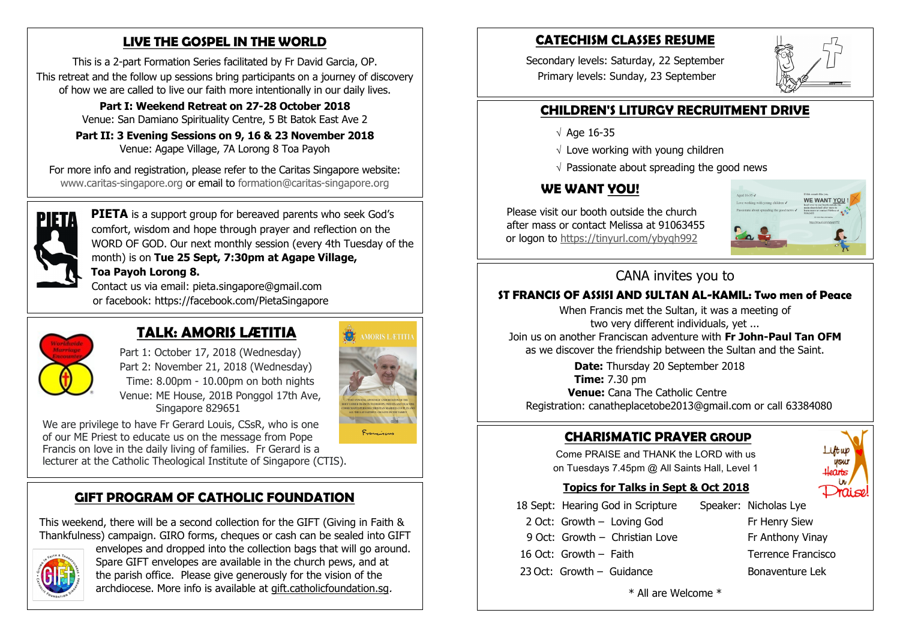## LIVE THE GOSPEL IN THE WORLD

This is a 2-part Formation Series facilitated by Fr David Garcia, OP.
This retreat and the follow up sessions bring participants on a journey of discovery of how we are called to live our faith more intentionally in our daily lives.

**Part I: Weekend Retreat on 27-28 October 2018**
Venue: San Damiano Spirituality Centre, 5 Bt Batok East Ave 2

**Part II: 3 Evening Sessions on 9, 16 & 23 November 2018**
Venue: Agape Village, 7A Lorong 8 Toa Payoh

For more info and registration, please refer to the Caritas Singapore website: www.caritas-singapore.org or email to formation@caritas-singapore.org

---

**PIETA** is a support group for bereaved parents who seek God's comfort, wisdom and hope through prayer and reflection on the WORD OF GOD. Our next monthly session (every 4th Tuesday of the month) is on **Tue 25 Sept, 7:30pm at Agape Village, Toa Payoh Lorong 8.**
Contact us via email: pieta.singapore@gmail.com
or facebook: https://facebook.com/PietaSingapore

---

## TALK: AMORIS LÆTITIA

Part 1: October 17, 2018 (Wednesday)
Part 2: November 21, 2018 (Wednesday)
Time: 8.00pm - 10.00pm on both nights
Venue: ME House, 201B Ponggol 17th Ave, Singapore 829651

We are privilege to have Fr Gerard Louis, CSsR, who is one of our ME Priest to educate us on the message from Pope Francis on love in the daily living of families. Fr Gerard is a lecturer at the Catholic Theological Institute of Singapore (CTIS).

---

## GIFT PROGRAM OF CATHOLIC FOUNDATION

This weekend, there will be a second collection for the GIFT (Giving in Faith & Thankfulness) campaign. GIRO forms, cheques or cash can be sealed into GIFT envelopes and dropped into the collection bags that will go around. Spare GIFT envelopes are available in the church pews, and at the parish office. Please give generously for the vision of the archdiocese. More info is available at gift.catholicfoundation.sg.

---

## CATECHISM CLASSES RESUME

Secondary levels: Saturday, 22 September
Primary levels: Sunday, 23 September

---

## CHILDREN'S LITURGY RECRUITMENT DRIVE

- √ Age 16-35
- √ Love working with young children
- √ Passionate about spreading the good news

### WE WANT YOU!

Please visit our booth outside the church after mass or contact Melissa at 91063455 or logon to https://tinyurl.com/ybyqh992

---

CANA invites you to

### ST FRANCIS OF ASSISI AND SULTAN AL-KAMIL: Two men of Peace

When Francis met the Sultan, it was a meeting of two very different individuals, yet ...
Join us on another Franciscan adventure with **Fr John-Paul Tan OFM** as we discover the friendship between the Sultan and the Saint.

**Date:** Thursday 20 September 2018
**Time:** 7.30 pm
**Venue:** Cana The Catholic Centre
Registration: canatheplacetobe2013@gmail.com or call 63384080

---

## CHARISMATIC PRAYER GROUP

Come PRAISE and THANK the LORD with us on Tuesdays 7.45pm @ All Saints Hall, Level 1

**Topics for Talks in Sept & Oct 2018**

| | | |
|---|---|---|
| 18 Sept: | Hearing God in Scripture | Speaker: Nicholas Lye |
| 2 Oct: | Growth – Loving God | Fr Henry Siew |
| 9 Oct: | Growth – Christian Love | Fr Anthony Vinay |
| 16 Oct: | Growth – Faith | Terrence Francisco |
| 23 Oct: | Growth – Guidance | Bonaventure Lek |

\* All are Welcome *